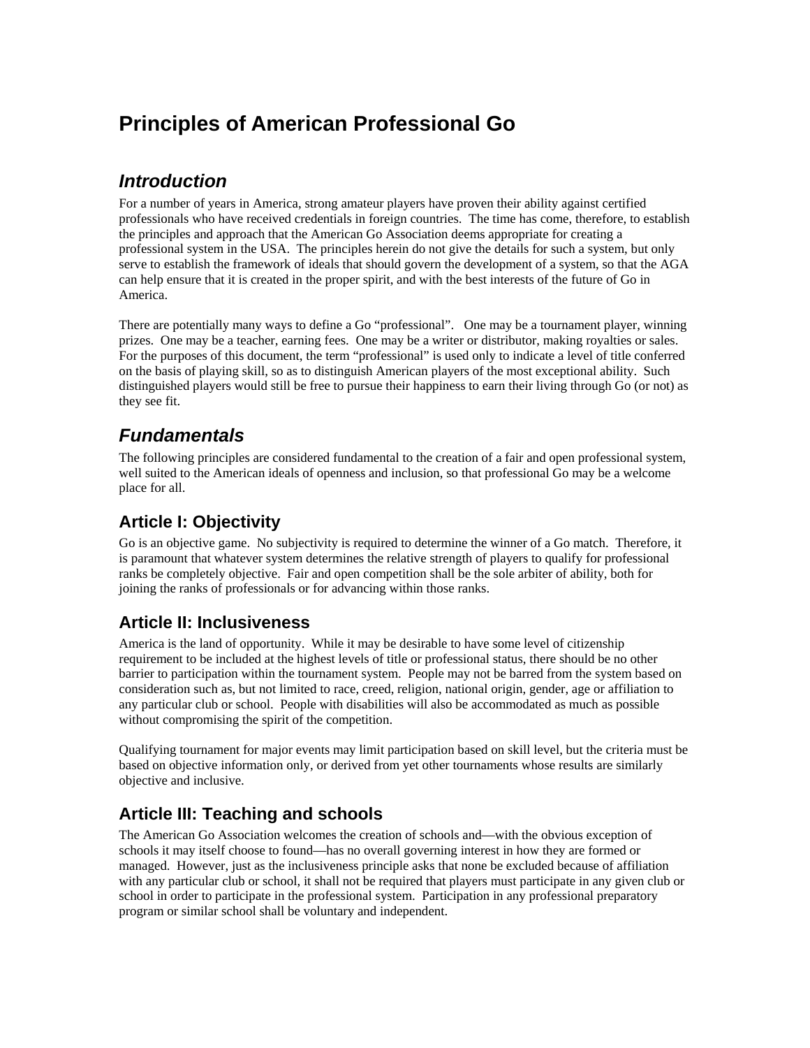# Principles of American Professional Go

## *Introduction*

For a number of years in America, strong amateur players have proven their ability against certified professionals who have received credentials in foreign countries. The time has come, therefore, to establish the principles and approach that the American Go Association deems appropriate for creating a professional system in the USA. The principles herein do not give the details for such a system, but only serve to establish the framework of ideals that should govern the development of a system, so that the AGA can help ensure that it is created in the proper spirit, and with the best interests of the future of Go in America.

There are potentially many ways to define a Go "professional". One may be a tournament player, winning prizes. One may be a teacher, earning fees. One may be a writer or distributor, making royalties or sales. For the purposes of this document, the term "professional" is used only to indicate a level of title conferred on the basis of playing skill, so as to distinguish American players of the most exceptional ability. Such distinguished players would still be free to pursue their happiness to earn their living through Go (or not) as they see fit.

## *Fundamentals*

The following principles are considered fundamental to the creation of a fair and open professional system, well suited to the American ideals of openness and inclusion, so that professional Go may be a welcome place for all.

### Article I: Objectivity

Go is an objective game. No subjectivity is required to determine the winner of a Go match. Therefore, it is paramount that whatever system determines the relative strength of players to qualify for professional ranks be completely objective. Fair and open competition shall be the sole arbiter of ability, both for joining the ranks of professionals or for advancing within those ranks.

### Article II: Inclusiveness

America is the land of opportunity. While it may be desirable to have some level of citizenship requirement to be included at the highest levels of title or professional status, there should be no other barrier to participation within the tournament system. People may not be barred from the system based on consideration such as, but not limited to race, creed, religion, national origin, gender, age or affiliation to any particular club or school. People with disabilities will also be accommodated as much as possible without compromising the spirit of the competition.

Qualifying tournament for major events may limit participation based on skill level, but the criteria must be based on objective information only, or derived from yet other tournaments whose results are similarly objective and inclusive.

### Article III: Teaching and schools

The American Go Association welcomes the creation of schools and—with the obvious exception of schools it may itself choose to found—has no overall governing interest in how they are formed or managed. However, just as the inclusiveness principle asks that none be excluded because of affiliation with any particular club or school, it shall not be required that players must participate in any given club or school in order to participate in the professional system. Participation in any professional preparatory program or similar school shall be voluntary and independent.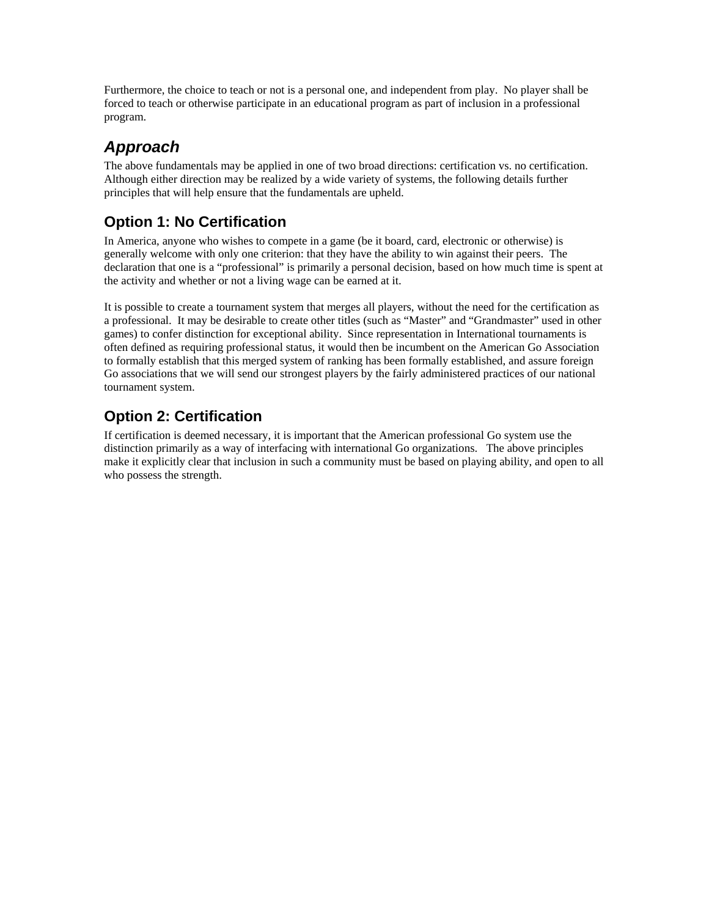Furthermore, the choice to teach or not is a personal one, and independent from play. No player shall be forced to teach or otherwise participate in an educational program as part of inclusion in a professional program.

## *Approach*

The above fundamentals may be applied in one of two broad directions: certification vs. no certification. Although either direction may be realized by a wide variety of systems, the following details further principles that will help ensure that the fundamentals are upheld.

### Option 1: No Certification

In America, anyone who wishes to compete in a game (be it board, card, electronic or otherwise) is generally welcome with only one criterion: that they have the ability to win against their peers. The declaration that one is a "professional" is primarily a personal decision, based on how much time is spent at the activity and whether or not a living wage can be earned at it.

It is possible to create a tournament system that merges all players, without the need for the certification as a professional. It may be desirable to create other titles (such as "Master" and "Grandmaster" used in other games) to confer distinction for exceptional ability. Since representation in International tournaments is often defined as requiring professional status, it would then be incumbent on the American Go Association to formally establish that this merged system of ranking has been formally established, and assure foreign Go associations that we will send our strongest players by the fairly administered practices of our national tournament system.

### Option 2: Certification

If certification is deemed necessary, it is important that the American professional Go system use the distinction primarily as a way of interfacing with international Go organizations. The above principles make it explicitly clear that inclusion in such a community must be based on playing ability, and open to all who possess the strength.